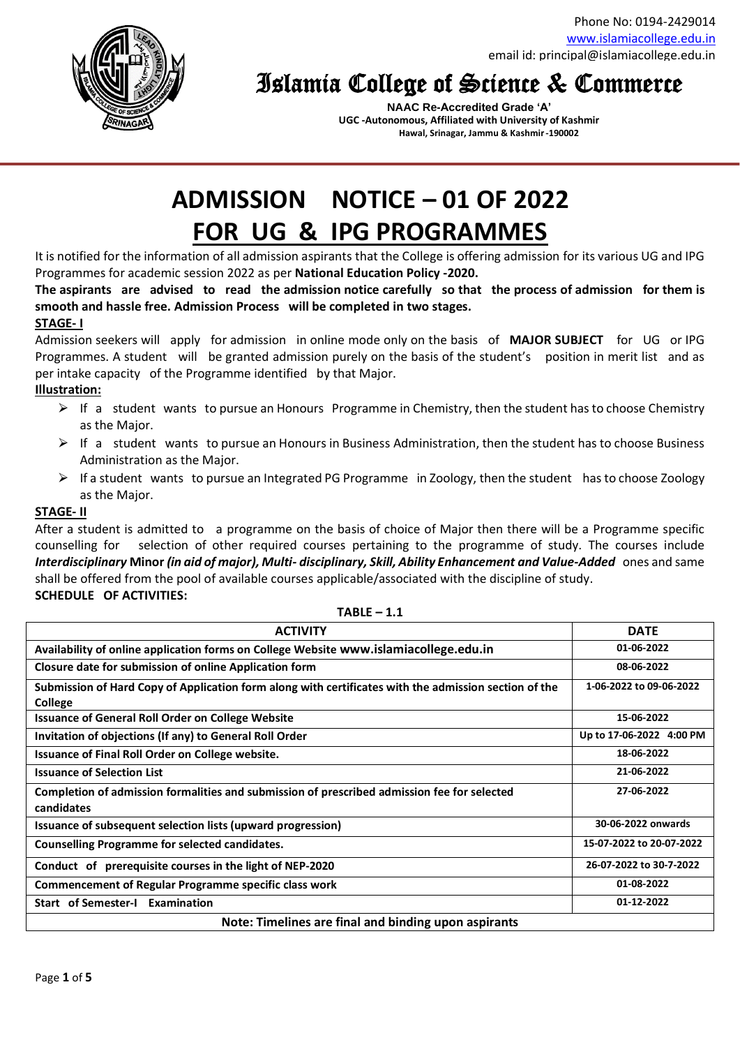Phone No: 0194-2429014
www.islamiacollege.edu.in
email id: principal@islamiacollege.edu.in

# Islamia College of Science & Commerce

**NAAC Re-Accredited Grade 'A'**
**UGC -Autonomous, Affiliated with University of Kashmir**
**Hawal, Srinagar, Jammu & Kashmir -190002**

# ADMISSION NOTICE – 01 OF 2022

# FOR UG & IPG PROGRAMMES

It is notified for the information of all admission aspirants that the College is offering admission for its various UG and IPG Programmes for academic session 2022 as per **National Education Policy -2020.**

**The aspirants are advised to read the admission notice carefully so that the process of admission for them is smooth and hassle free. Admission Process will be completed in two stages.**

**STAGE- I**

Admission seekers will apply for admission in online mode only on the basis of **MAJOR SUBJECT** for UG or IPG Programmes. A student will be granted admission purely on the basis of the student's position in merit list and as per intake capacity of the Programme identified by that Major.

**Illustration:**

- If a student wants to pursue an Honours Programme in Chemistry, then the student has to choose Chemistry as the Major.
- If a student wants to pursue an Honours in Business Administration, then the student has to choose Business Administration as the Major.
- If a student wants to pursue an Integrated PG Programme in Zoology, then the student has to choose Zoology as the Major.

**STAGE- II**

After a student is admitted to a programme on the basis of choice of Major then there will be a Programme specific counselling for selection of other required courses pertaining to the programme of study. The courses include ***Interdisciplinary* Minor *(in aid of major), Multi- disciplinary, Skill, Ability Enhancement and Value-Added*** ones and same shall be offered from the pool of available courses applicable/associated with the discipline of study.

**SCHEDULE OF ACTIVITIES:**

**TABLE – 1.1**

| ACTIVITY | DATE |
|---|---|
| **Availability of online application forms on College Website www.islamiacollege.edu.in** | **01-06-2022** |
| **Closure date for submission of online Application form** | **08-06-2022** |
| **Submission of Hard Copy of Application form along with certificates with the admission section of the College** | **1-06-2022 to 09-06-2022** |
| **Issuance of General Roll Order on College Website** | **15-06-2022** |
| **Invitation of objections (If any) to General Roll Order** | **Up to 17-06-2022 4:00 PM** |
| **Issuance of Final Roll Order on College website.** | **18-06-2022** |
| **Issuance of Selection List** | **21-06-2022** |
| **Completion of admission formalities and submission of prescribed admission fee for selected candidates** | **27-06-2022** |
| **Issuance of subsequent selection lists (upward progression)** | **30-06-2022 onwards** |
| **Counselling Programme for selected candidates.** | **15-07-2022 to 20-07-2022** |
| **Conduct of prerequisite courses in the light of NEP-2020** | **26-07-2022 to 30-7-2022** |
| **Commencement of Regular Programme specific class work** | **01-08-2022** |
| **Start of Semester-I Examination** | **01-12-2022** |
| **Note: Timelines are final and binding upon aspirants** | |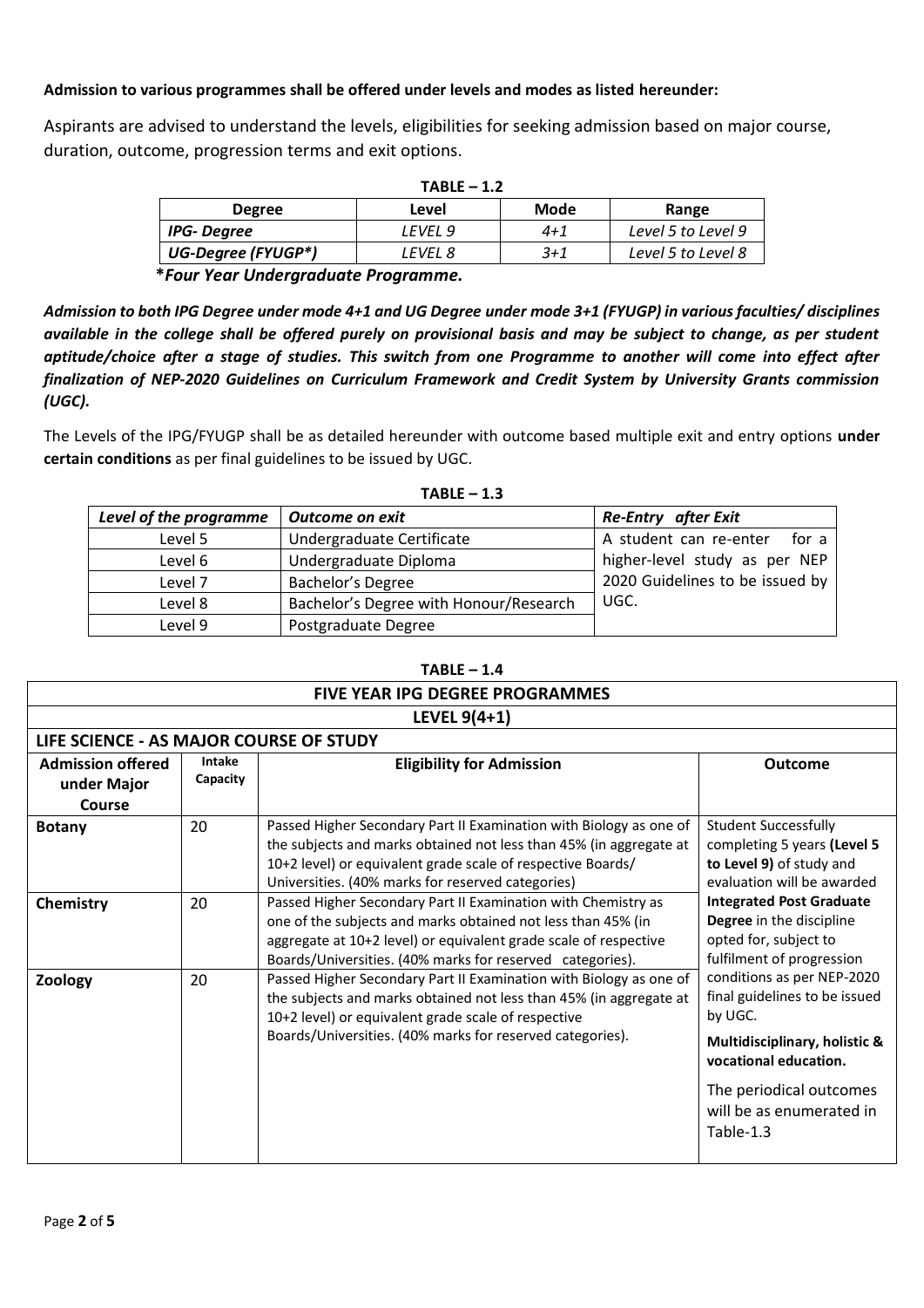**Admission to various programmes shall be offered under levels and modes as listed hereunder:**

Aspirants are advised to understand the levels, eligibilities for seeking admission based on major course, duration, outcome, progression terms and exit options.

**TABLE – 1.2**

| Degree | Level | Mode | Range |
|---|---|---|---|
| ***IPG- Degree*** | *LEVEL 9* | *4+1* | *Level 5 to Level 9* |
| ***UG-Degree (FYUGP*)*** | *LEVEL 8* | *3+1* | *Level 5 to Level 8* |

***Four Year Undergraduate Programme.**

***Admission to both IPG Degree under mode 4+1 and UG Degree under mode 3+1 (FYUGP) in various faculties/ disciplines available in the college shall be offered purely on provisional basis and may be subject to change, as per student aptitude/choice after a stage of studies. This switch from one Programme to another will come into effect after finalization of NEP-2020 Guidelines on Curriculum Framework and Credit System by University Grants commission (UGC).***

The Levels of the IPG/FYUGP shall be as detailed hereunder with outcome based multiple exit and entry options **under certain conditions** as per final guidelines to be issued by UGC.

**TABLE – 1.3**

| *Level of the programme* | *Outcome on exit* | *Re-Entry after Exit* |
|---|---|---|
| Level 5 | Undergraduate Certificate | A student can re-enter for a higher-level study as per NEP 2020 Guidelines to be issued by UGC. |
| Level 6 | Undergraduate Diploma | |
| Level 7 | Bachelor's Degree | |
| Level 8 | Bachelor's Degree with Honour/Research | |
| Level 9 | Postgraduate Degree | |

**TABLE – 1.4**

**FIVE YEAR IPG DEGREE PROGRAMMES**

**LEVEL 9(4+1)**

**LIFE SCIENCE - AS MAJOR COURSE OF STUDY**

| Admission offered under Major Course | Intake Capacity | Eligibility for Admission | Outcome |
|---|---|---|---|
| **Botany** | 20 | Passed Higher Secondary Part II Examination with Biology as one of the subjects and marks obtained not less than 45% (in aggregate at 10+2 level) or equivalent grade scale of respective Boards/ Universities. (40% marks for reserved categories) | Student Successfully completing 5 years **(Level 5 to Level 9)** of study and evaluation will be awarded **Integrated Post Graduate Degree** in the discipline opted for, subject to fulfilment of progression conditions as per NEP-2020 final guidelines to be issued by UGC. **Multidisciplinary, holistic & vocational education.** The periodical outcomes will be as enumerated in Table-1.3 |
| **Chemistry** | 20 | Passed Higher Secondary Part II Examination with Chemistry as one of the subjects and marks obtained not less than 45% (in aggregate at 10+2 level) or equivalent grade scale of respective Boards/Universities. (40% marks for reserved categories). | |
| **Zoology** | 20 | Passed Higher Secondary Part II Examination with Biology as one of the subjects and marks obtained not less than 45% (in aggregate at 10+2 level) or equivalent grade scale of respective Boards/Universities. (40% marks for reserved categories). | |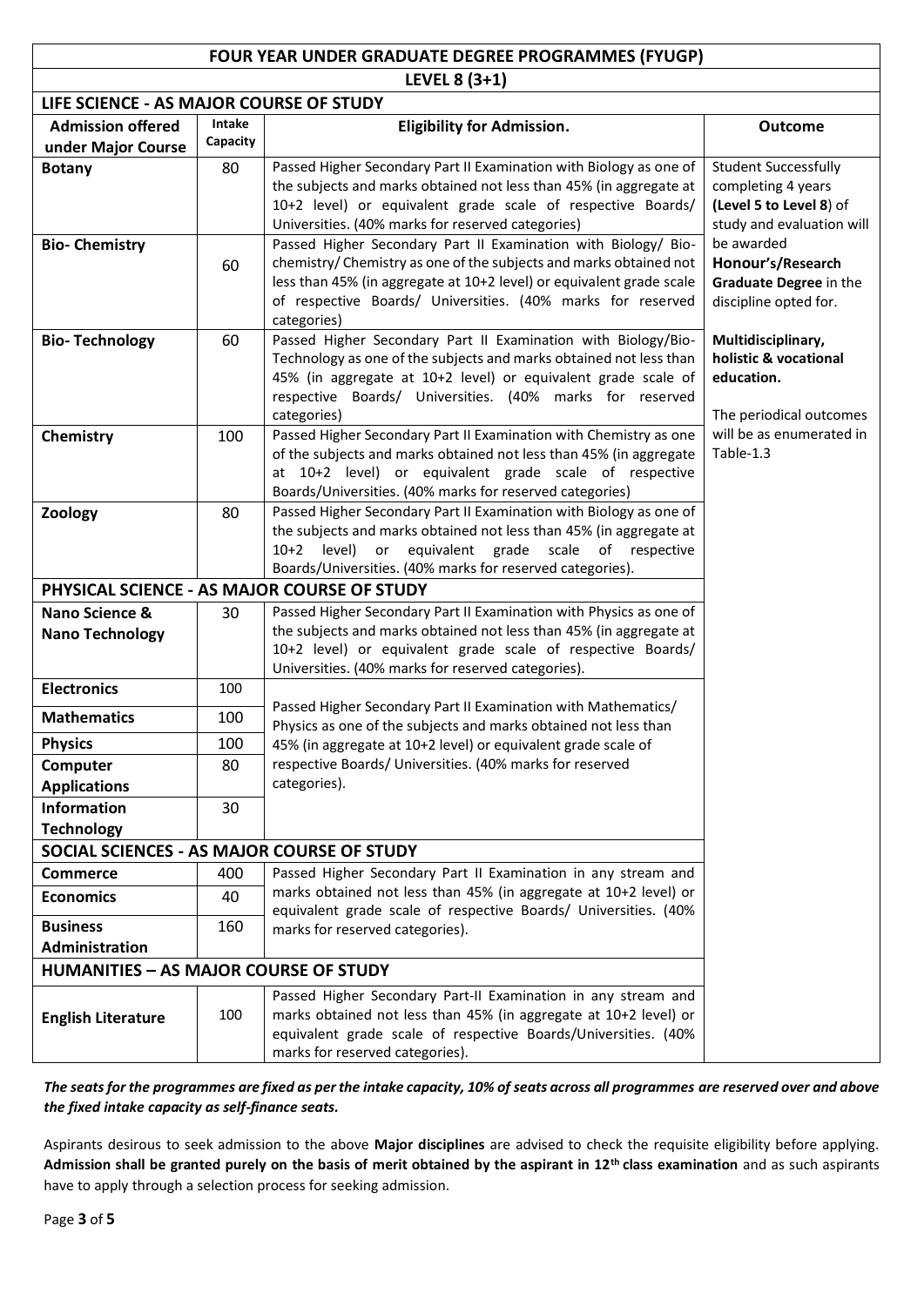| FOUR YEAR UNDER GRADUATE DEGREE PROGRAMMES (FYUGP) | | | |
|---|---|---|---|
| LEVEL 8 (3+1) | | | |
| **LIFE SCIENCE - AS MAJOR COURSE OF STUDY** | | | |
| **Admission offered under Major Course** | **Intake Capacity** | **Eligibility for Admission.** | **Outcome** |
| **Botany** | 80 | Passed Higher Secondary Part II Examination with Biology as one of the subjects and marks obtained not less than 45% (in aggregate at 10+2 level) or equivalent grade scale of respective Boards/ Universities. (40% marks for reserved categories) | Student Successfully completing 4 years **(Level 5 to Level 8**) of study and evaluation will be awarded **Honour's/Research Graduate Degree** in the discipline opted for. **Multidisciplinary, holistic & vocational education.** The periodical outcomes will be as enumerated in Table-1.3 |
| **Bio- Chemistry** | 60 | Passed Higher Secondary Part II Examination with Biology/ Bio-chemistry/ Chemistry as one of the subjects and marks obtained not less than 45% (in aggregate at 10+2 level) or equivalent grade scale of respective Boards/ Universities. (40% marks for reserved categories) | |
| **Bio- Technology** | 60 | Passed Higher Secondary Part II Examination with Biology/Bio-Technology as one of the subjects and marks obtained not less than 45% (in aggregate at 10+2 level) or equivalent grade scale of respective Boards/ Universities. (40% marks for reserved categories) | |
| **Chemistry** | 100 | Passed Higher Secondary Part II Examination with Chemistry as one of the subjects and marks obtained not less than 45% (in aggregate at 10+2 level) or equivalent grade scale of respective Boards/Universities. (40% marks for reserved categories) | |
| **Zoology** | 80 | Passed Higher Secondary Part II Examination with Biology as one of the subjects and marks obtained not less than 45% (in aggregate at 10+2 level) or equivalent grade scale of respective Boards/Universities. (40% marks for reserved categories). | |
| **PHYSICAL SCIENCE - AS MAJOR COURSE OF STUDY** | | | |
| **Nano Science & Nano Technology** | 30 | Passed Higher Secondary Part II Examination with Physics as one of the subjects and marks obtained not less than 45% (in aggregate at 10+2 level) or equivalent grade scale of respective Boards/ Universities. (40% marks for reserved categories). | |
| **Electronics** | 100 | Passed Higher Secondary Part II Examination with Mathematics/ Physics as one of the subjects and marks obtained not less than 45% (in aggregate at 10+2 level) or equivalent grade scale of respective Boards/ Universities. (40% marks for reserved categories). | |
| **Mathematics** | 100 | | |
| **Physics** | 100 | | |
| **Computer Applications** | 80 | | |
| **Information Technology** | 30 | | |
| **SOCIAL SCIENCES - AS MAJOR COURSE OF STUDY** | | | |
| **Commerce** | 400 | Passed Higher Secondary Part II Examination in any stream and marks obtained not less than 45% (in aggregate at 10+2 level) or equivalent grade scale of respective Boards/ Universities. (40% marks for reserved categories). | |
| **Economics** | 40 | | |
| **Business Administration** | 160 | | |
| **HUMANITIES – AS MAJOR COURSE OF STUDY** | | | |
| **English Literature** | 100 | Passed Higher Secondary Part-II Examination in any stream and marks obtained not less than 45% (in aggregate at 10+2 level) or equivalent grade scale of respective Boards/Universities. (40% marks for reserved categories). | |

***The seats for the programmes are fixed as per the intake capacity, 10% of seats across all programmes are reserved over and above the fixed intake capacity as self-finance seats.***

Aspirants desirous to seek admission to the above **Major disciplines** are advised to check the requisite eligibility before applying. **Admission shall be granted purely on the basis of merit obtained by the aspirant in 12th class examination** and as such aspirants have to apply through a selection process for seeking admission.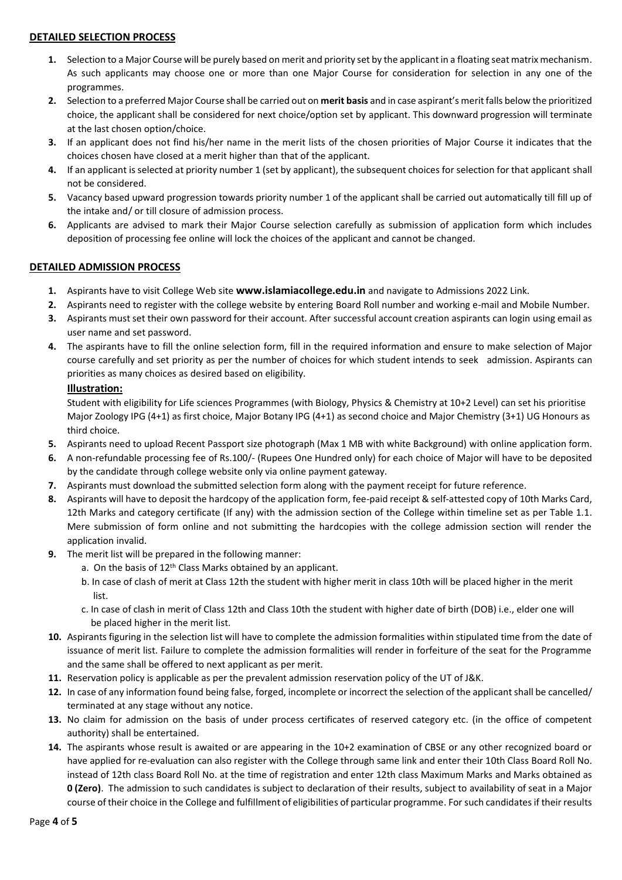## DETAILED SELECTION PROCESS

1. Selection to a Major Course will be purely based on merit and priority set by the applicant in a floating seat matrix mechanism. As such applicants may choose one or more than one Major Course for consideration for selection in any one of the programmes.
2. Selection to a preferred Major Course shall be carried out on **merit basis** and in case aspirant's merit falls below the prioritized choice, the applicant shall be considered for next choice/option set by applicant. This downward progression will terminate at the last chosen option/choice.
3. If an applicant does not find his/her name in the merit lists of the chosen priorities of Major Course it indicates that the choices chosen have closed at a merit higher than that of the applicant.
4. If an applicant is selected at priority number 1 (set by applicant), the subsequent choices for selection for that applicant shall not be considered.
5. Vacancy based upward progression towards priority number 1 of the applicant shall be carried out automatically till fill up of the intake and/ or till closure of admission process.
6. Applicants are advised to mark their Major Course selection carefully as submission of application form which includes deposition of processing fee online will lock the choices of the applicant and cannot be changed.

## DETAILED ADMISSION PROCESS

1. Aspirants have to visit College Web site **www.islamiacollege.edu.in** and navigate to Admissions 2022 Link.
2. Aspirants need to register with the college website by entering Board Roll number and working e-mail and Mobile Number.
3. Aspirants must set their own password for their account. After successful account creation aspirants can login using email as user name and set password.
4. The aspirants have to fill the online selection form, fill in the required information and ensure to make selection of Major course carefully and set priority as per the number of choices for which student intends to seek admission. Aspirants can priorities as many choices as desired based on eligibility.

   **Illustration:**

   Student with eligibility for Life sciences Programmes (with Biology, Physics & Chemistry at 10+2 Level) can set his prioritise Major Zoology IPG (4+1) as first choice, Major Botany IPG (4+1) as second choice and Major Chemistry (3+1) UG Honours as third choice.
5. Aspirants need to upload Recent Passport size photograph (Max 1 MB with white Background) with online application form.
6. A non-refundable processing fee of Rs.100/- (Rupees One Hundred only) for each choice of Major will have to be deposited by the candidate through college website only via online payment gateway.
7. Aspirants must download the submitted selection form along with the payment receipt for future reference.
8. Aspirants will have to deposit the hardcopy of the application form, fee-paid receipt & self-attested copy of 10th Marks Card, 12th Marks and category certificate (If any) with the admission section of the College within timeline set as per Table 1.1. Mere submission of form online and not submitting the hardcopies with the college admission section will render the application invalid.
9. The merit list will be prepared in the following manner:
   a. On the basis of 12th Class Marks obtained by an applicant.
   b. In case of clash of merit at Class 12th the student with higher merit in class 10th will be placed higher in the merit list.
   c. In case of clash in merit of Class 12th and Class 10th the student with higher date of birth (DOB) i.e., elder one will be placed higher in the merit list.
10. Aspirants figuring in the selection list will have to complete the admission formalities within stipulated time from the date of issuance of merit list. Failure to complete the admission formalities will render in forfeiture of the seat for the Programme and the same shall be offered to next applicant as per merit.
11. Reservation policy is applicable as per the prevalent admission reservation policy of the UT of J&K.
12. In case of any information found being false, forged, incomplete or incorrect the selection of the applicant shall be cancelled/ terminated at any stage without any notice.
13. No claim for admission on the basis of under process certificates of reserved category etc. (in the office of competent authority) shall be entertained.
14. The aspirants whose result is awaited or are appearing in the 10+2 examination of CBSE or any other recognized board or have applied for re-evaluation can also register with the College through same link and enter their 10th Class Board Roll No. instead of 12th class Board Roll No. at the time of registration and enter 12th class Maximum Marks and Marks obtained as **0 (Zero)**. The admission to such candidates is subject to declaration of their results, subject to availability of seat in a Major course of their choice in the College and fulfillment of eligibilities of particular programme. For such candidates if their results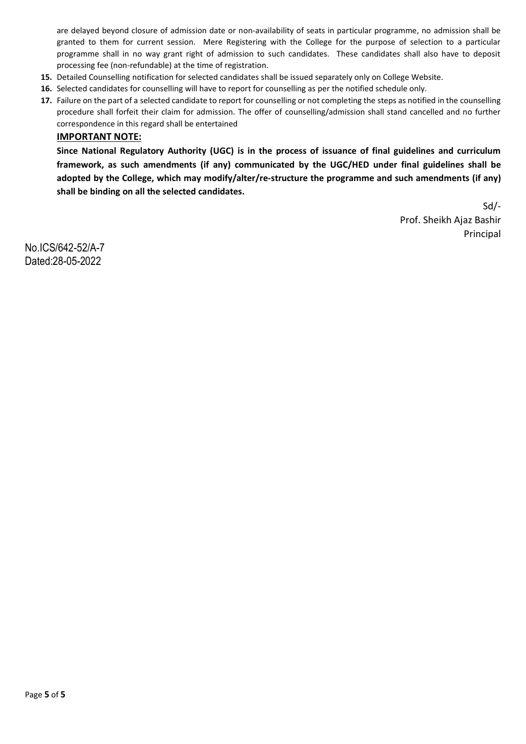are delayed beyond closure of admission date or non-availability of seats in particular programme, no admission shall be granted to them for current session. Mere Registering with the College for the purpose of selection to a particular programme shall in no way grant right of admission to such candidates. These candidates shall also have to deposit processing fee (non-refundable) at the time of registration.

15. Detailed Counselling notification for selected candidates shall be issued separately only on College Website.
16. Selected candidates for counselling will have to report for counselling as per the notified schedule only.
17. Failure on the part of a selected candidate to report for counselling or not completing the steps as notified in the counselling procedure shall forfeit their claim for admission. The offer of counselling/admission shall stand cancelled and no further correspondence in this regard shall be entertained

**IMPORTANT NOTE:**

**Since National Regulatory Authority (UGC) is in the process of issuance of final guidelines and curriculum framework, as such amendments (if any) communicated by the UGC/HED under final guidelines shall be adopted by the College, which may modify/alter/re-structure the programme and such amendments (if any) shall be binding on all the selected candidates.**

Sd/-
Prof. Sheikh Ajaz Bashir
Principal

No.ICS/642-52/A-7
Dated:28-05-2022